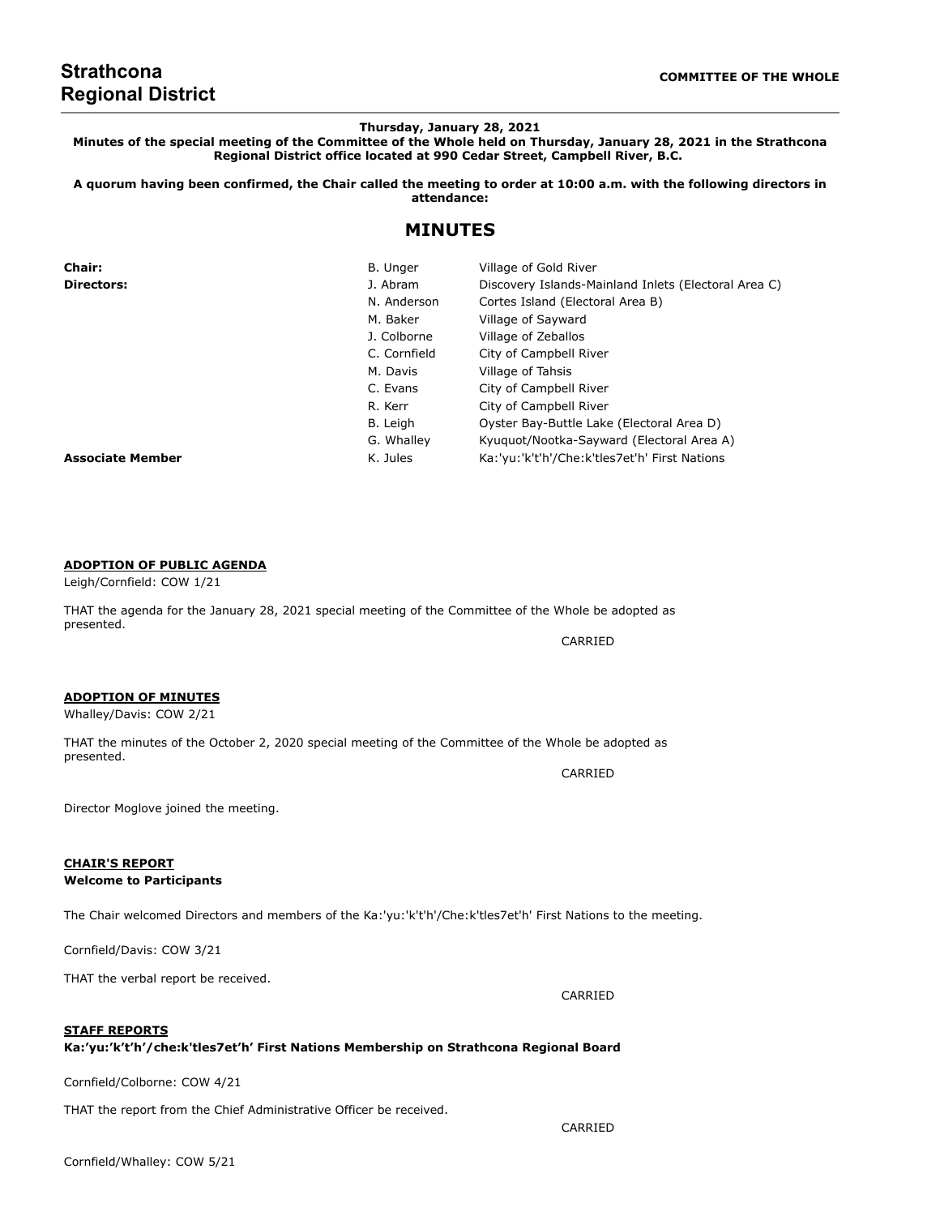# Strathcona Regional District

**COMMITTEE OF THE WHOLE**

**Thursday, January 28, 2021**

**Minutes of the special meeting of the Committee of the Whole held on Thursday, January 28, 2021 in the Strathcona Regional District office located at 990 Cedar Street, Campbell River, B.C.**

**A quorum having been confirmed, the Chair called the meeting to order at 10:00 a.m. with the following directors in attendance:**

## MINUTES

| | | |
|---|---|---|
| **Chair:** | B. Unger | Village of Gold River |
| **Directors:** | J. Abram | Discovery Islands-Mainland Inlets (Electoral Area C) |
| | N. Anderson | Cortes Island (Electoral Area B) |
| | M. Baker | Village of Sayward |
| | J. Colborne | Village of Zeballos |
| | C. Cornfield | City of Campbell River |
| | M. Davis | Village of Tahsis |
| | C. Evans | City of Campbell River |
| | R. Kerr | City of Campbell River |
| | B. Leigh | Oyster Bay-Buttle Lake (Electoral Area D) |
| | G. Whalley | Kyuquot/Nootka-Sayward (Electoral Area A) |
| **Associate Member** | K. Jules | Ka:'yu:'k't'h'/Che:k'tles7et'h' First Nations |

**ADOPTION OF PUBLIC AGENDA**

Leigh/Cornfield: COW 1/21

THAT the agenda for the January 28, 2021 special meeting of the Committee of the Whole be adopted as presented.

CARRIED

**ADOPTION OF MINUTES**

Whalley/Davis: COW 2/21

THAT the minutes of the October 2, 2020 special meeting of the Committee of the Whole be adopted as presented.

CARRIED

Director Moglove joined the meeting.

**CHAIR'S REPORT**

**Welcome to Participants**

The Chair welcomed Directors and members of the Ka:'yu:'k't'h'/Che:k'tles7et'h' First Nations to the meeting.

Cornfield/Davis: COW 3/21

THAT the verbal report be received.

CARRIED

**STAFF REPORTS**

**Ka:'yu:'k't'h'/che:k'tles7et'h' First Nations Membership on Strathcona Regional Board**

Cornfield/Colborne: COW 4/21

THAT the report from the Chief Administrative Officer be received.

CARRIED

Cornfield/Whalley: COW 5/21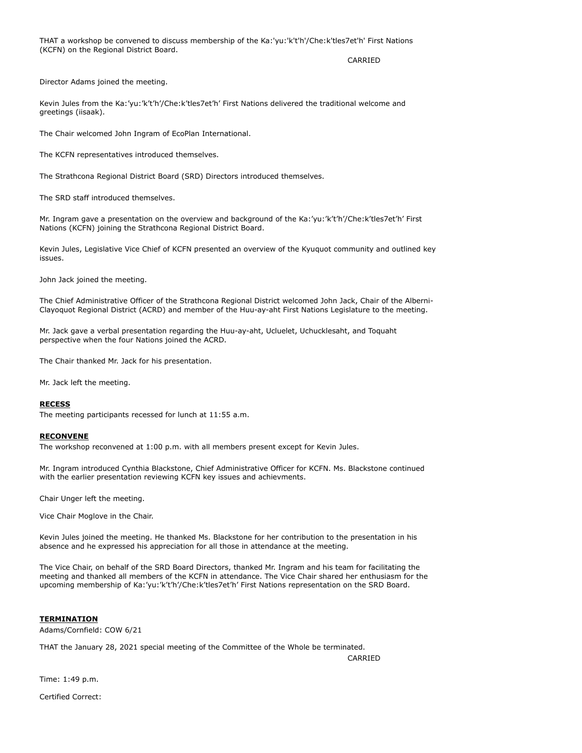THAT a workshop be convened to discuss membership of the Ka:'yu:'k't'h'/Che:k'tles7et'h' First Nations (KCFN) on the Regional District Board.

CARRIED

Director Adams joined the meeting.

Kevin Jules from the Ka:'yu:'k't'h'/Che:k'tles7et'h' First Nations delivered the traditional welcome and greetings (iisaak).

The Chair welcomed John Ingram of EcoPlan International.

The KCFN representatives introduced themselves.

The Strathcona Regional District Board (SRD) Directors introduced themselves.

The SRD staff introduced themselves.

Mr. Ingram gave a presentation on the overview and background of the Ka:'yu:'k't'h'/Che:k'tles7et'h' First Nations (KCFN) joining the Strathcona Regional District Board.

Kevin Jules, Legislative Vice Chief of KCFN presented an overview of the Kyuquot community and outlined key issues.

John Jack joined the meeting.

The Chief Administrative Officer of the Strathcona Regional District welcomed John Jack, Chair of the Alberni-Clayoquot Regional District (ACRD) and member of the Huu-ay-aht First Nations Legislature to the meeting.

Mr. Jack gave a verbal presentation regarding the Huu-ay-aht, Ucluelet, Uchucklesaht, and Toquaht perspective when the four Nations joined the ACRD.

The Chair thanked Mr. Jack for his presentation.

Mr. Jack left the meeting.

**RECESS**

The meeting participants recessed for lunch at 11:55 a.m.

**RECONVENE**

The workshop reconvened at 1:00 p.m. with all members present except for Kevin Jules.

Mr. Ingram introduced Cynthia Blackstone, Chief Administrative Officer for KCFN. Ms. Blackstone continued with the earlier presentation reviewing KCFN key issues and achievments.

Chair Unger left the meeting.

Vice Chair Moglove in the Chair.

Kevin Jules joined the meeting. He thanked Ms. Blackstone for her contribution to the presentation in his absence and he expressed his appreciation for all those in attendance at the meeting.

The Vice Chair, on behalf of the SRD Board Directors, thanked Mr. Ingram and his team for facilitating the meeting and thanked all members of the KCFN in attendance. The Vice Chair shared her enthusiasm for the upcoming membership of Ka:'yu:'k't'h'/Che:k'tles7et'h' First Nations representation on the SRD Board.

**TERMINATION**

Adams/Cornfield: COW 6/21

THAT the January 28, 2021 special meeting of the Committee of the Whole be terminated.

CARRIED

Time: 1:49 p.m.

Certified Correct: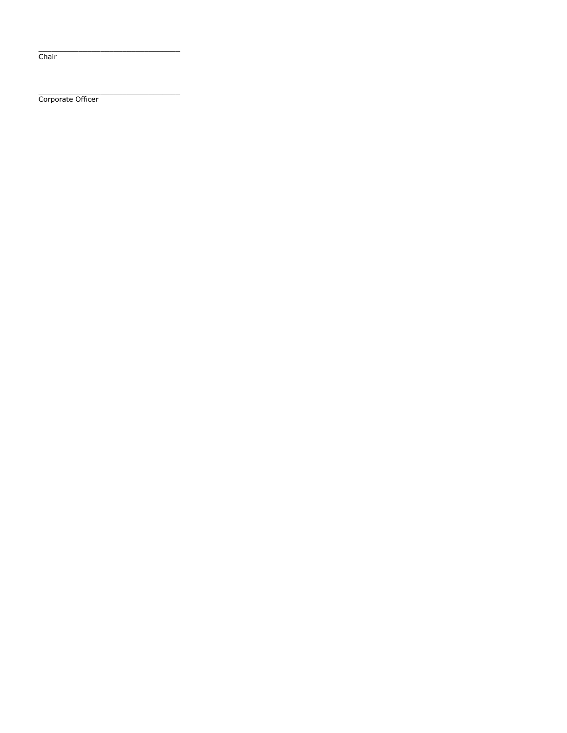_______________________________
Chair

_______________________________
Corporate Officer